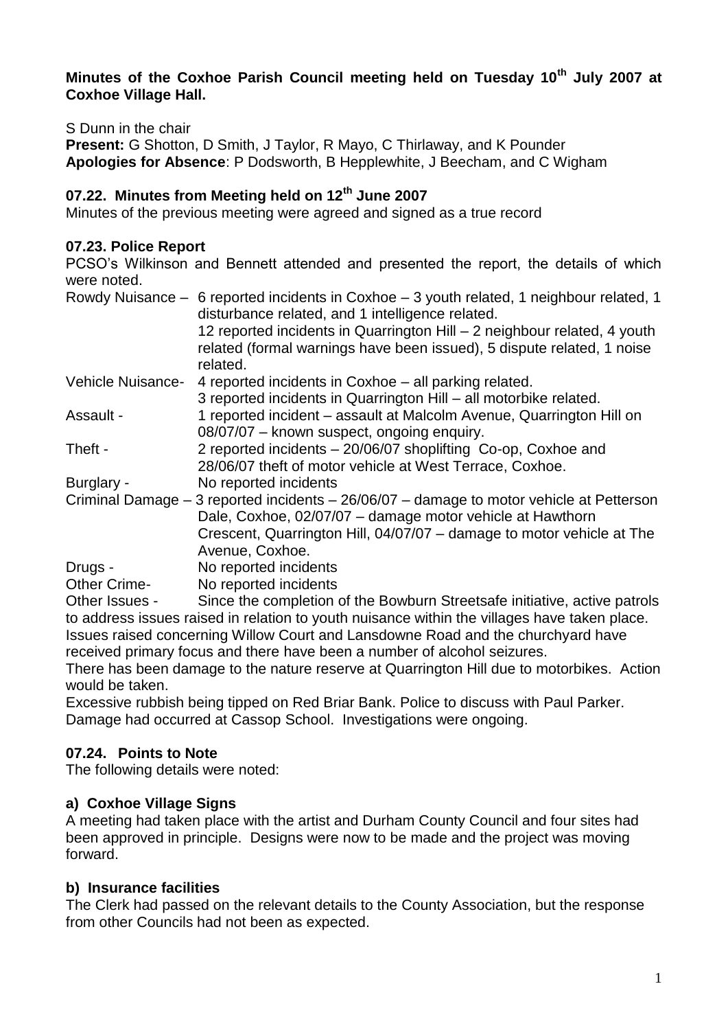**Minutes of the Coxhoe Parish Council meeting held on Tuesday 10th July 2007 at Coxhoe Village Hall.**

S Dunn in the chair

**Present:** G Shotton, D Smith, J Taylor, R Mayo, C Thirlaway, and K Pounder

**Apologies for Absence**: P Dodsworth, B Hepplewhite, J Beecham, and C Wigham

## 07.22. Minutes from Meeting held on 12th June 2007

Minutes of the previous meeting were agreed and signed as a true record

## 07.23. Police Report

PCSO's Wilkinson and Bennett attended and presented the report, the details of which were noted.

Rowdy Nuisance – 6 reported incidents in Coxhoe – 3 youth related, 1 neighbour related, 1 disturbance related, and 1 intelligence related.
12 reported incidents in Quarrington Hill – 2 neighbour related, 4 youth related (formal warnings have been issued), 5 dispute related, 1 noise related.

Vehicle Nuisance- 4 reported incidents in Coxhoe – all parking related.
3 reported incidents in Quarrington Hill – all motorbike related.

Assault - 1 reported incident – assault at Malcolm Avenue, Quarrington Hill on 08/07/07 – known suspect, ongoing enquiry.

Theft - 2 reported incidents – 20/06/07 shoplifting Co-op, Coxhoe and 28/06/07 theft of motor vehicle at West Terrace, Coxhoe.

Burglary - No reported incidents

Criminal Damage – 3 reported incidents – 26/06/07 – damage to motor vehicle at Petterson Dale, Coxhoe, 02/07/07 – damage motor vehicle at Hawthorn Crescent, Quarrington Hill, 04/07/07 – damage to motor vehicle at The Avenue, Coxhoe.

Drugs - No reported incidents

Other Crime- No reported incidents

Other Issues - Since the completion of the Bowburn Streetsafe initiative, active patrols to address issues raised in relation to youth nuisance within the villages have taken place. Issues raised concerning Willow Court and Lansdowne Road and the churchyard have received primary focus and there have been a number of alcohol seizures.

There has been damage to the nature reserve at Quarrington Hill due to motorbikes. Action would be taken.

Excessive rubbish being tipped on Red Briar Bank. Police to discuss with Paul Parker.

Damage had occurred at Cassop School. Investigations were ongoing.

## 07.24. Points to Note

The following details were noted:

### a) Coxhoe Village Signs

A meeting had taken place with the artist and Durham County Council and four sites had been approved in principle. Designs were now to be made and the project was moving forward.

### b) Insurance facilities

The Clerk had passed on the relevant details to the County Association, but the response from other Councils had not been as expected.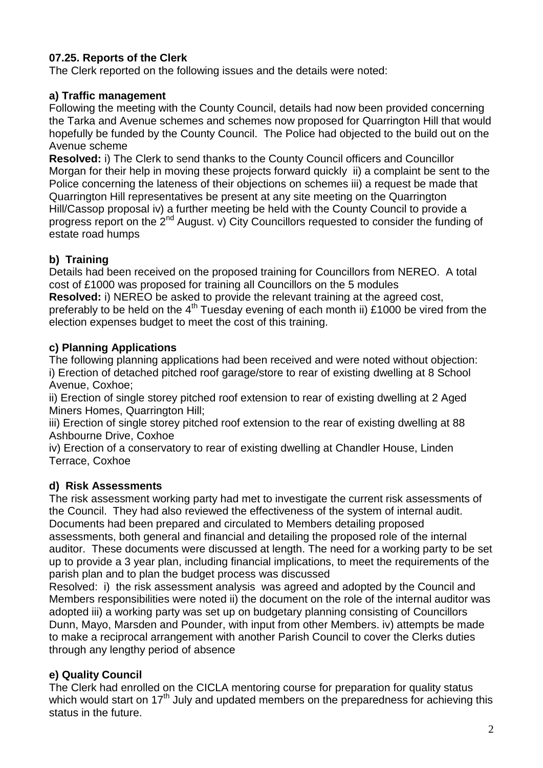### 07.25. Reports of the Clerk

The Clerk reported on the following issues and the details were noted:

#### a) Traffic management

Following the meeting with the County Council, details had now been provided concerning the Tarka and Avenue schemes and schemes now proposed for Quarrington Hill that would hopefully be funded by the County Council. The Police had objected to the build out on the Avenue scheme

**Resolved:** i) The Clerk to send thanks to the County Council officers and Councillor Morgan for their help in moving these projects forward quickly ii) a complaint be sent to the Police concerning the lateness of their objections on schemes iii) a request be made that Quarrington Hill representatives be present at any site meeting on the Quarrington Hill/Cassop proposal iv) a further meeting be held with the County Council to provide a progress report on the 2nd August. v) City Councillors requested to consider the funding of estate road humps

#### b) Training

Details had been received on the proposed training for Councillors from NEREO. A total cost of £1000 was proposed for training all Councillors on the 5 modules

**Resolved:** i) NEREO be asked to provide the relevant training at the agreed cost, preferably to be held on the 4th Tuesday evening of each month ii) £1000 be vired from the election expenses budget to meet the cost of this training.

#### c) Planning Applications

The following planning applications had been received and were noted without objection:

i) Erection of detached pitched roof garage/store to rear of existing dwelling at 8 School Avenue, Coxhoe;

ii) Erection of single storey pitched roof extension to rear of existing dwelling at 2 Aged Miners Homes, Quarrington Hill;

iii) Erection of single storey pitched roof extension to the rear of existing dwelling at 88 Ashbourne Drive, Coxhoe

iv) Erection of a conservatory to rear of existing dwelling at Chandler House, Linden Terrace, Coxhoe

#### d) Risk Assessments

The risk assessment working party had met to investigate the current risk assessments of the Council. They had also reviewed the effectiveness of the system of internal audit. Documents had been prepared and circulated to Members detailing proposed assessments, both general and financial and detailing the proposed role of the internal auditor. These documents were discussed at length. The need for a working party to be set up to provide a 3 year plan, including financial implications, to meet the requirements of the parish plan and to plan the budget process was discussed

Resolved: i) the risk assessment analysis was agreed and adopted by the Council and Members responsibilities were noted ii) the document on the role of the internal auditor was adopted iii) a working party was set up on budgetary planning consisting of Councillors Dunn, Mayo, Marsden and Pounder, with input from other Members. iv) attempts be made to make a reciprocal arrangement with another Parish Council to cover the Clerks duties through any lengthy period of absence

#### e) Quality Council

The Clerk had enrolled on the CICLA mentoring course for preparation for quality status which would start on 17th July and updated members on the preparedness for achieving this status in the future.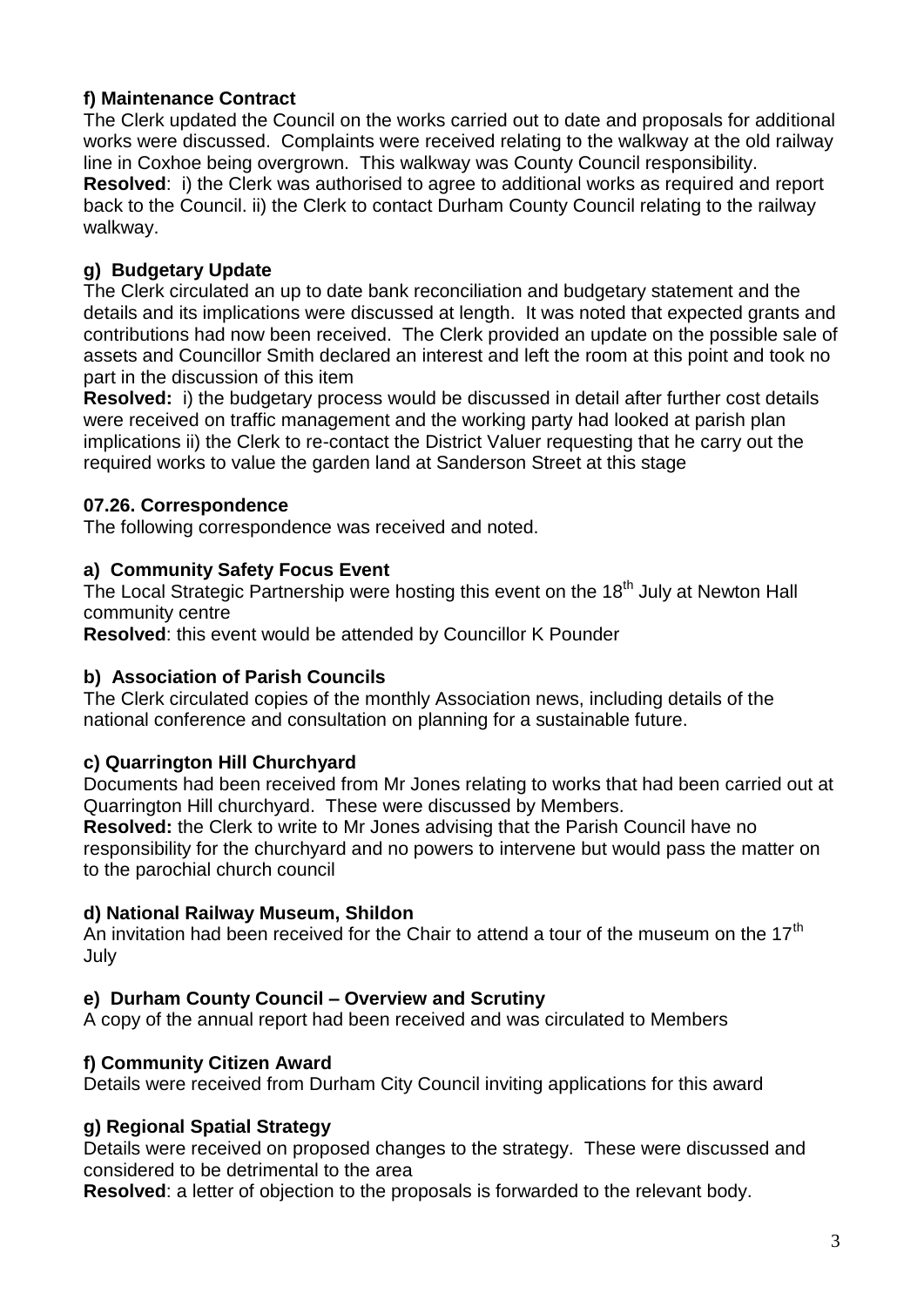**f) Maintenance Contract**

The Clerk updated the Council on the works carried out to date and proposals for additional works were discussed. Complaints were received relating to the walkway at the old railway line in Coxhoe being overgrown. This walkway was County Council responsibility.

**Resolved**: i) the Clerk was authorised to agree to additional works as required and report back to the Council. ii) the Clerk to contact Durham County Council relating to the railway walkway.

**g) Budgetary Update**

The Clerk circulated an up to date bank reconciliation and budgetary statement and the details and its implications were discussed at length. It was noted that expected grants and contributions had now been received. The Clerk provided an update on the possible sale of assets and Councillor Smith declared an interest and left the room at this point and took no part in the discussion of this item

**Resolved:** i) the budgetary process would be discussed in detail after further cost details were received on traffic management and the working party had looked at parish plan implications ii) the Clerk to re-contact the District Valuer requesting that he carry out the required works to value the garden land at Sanderson Street at this stage

**07.26. Correspondence**

The following correspondence was received and noted.

**a) Community Safety Focus Event**

The Local Strategic Partnership were hosting this event on the 18th July at Newton Hall community centre

**Resolved**: this event would be attended by Councillor K Pounder

**b) Association of Parish Councils**

The Clerk circulated copies of the monthly Association news, including details of the national conference and consultation on planning for a sustainable future.

**c) Quarrington Hill Churchyard**

Documents had been received from Mr Jones relating to works that had been carried out at Quarrington Hill churchyard. These were discussed by Members.

**Resolved:** the Clerk to write to Mr Jones advising that the Parish Council have no responsibility for the churchyard and no powers to intervene but would pass the matter on to the parochial church council

**d) National Railway Museum, Shildon**

An invitation had been received for the Chair to attend a tour of the museum on the 17th July

**e) Durham County Council – Overview and Scrutiny**

A copy of the annual report had been received and was circulated to Members

**f) Community Citizen Award**

Details were received from Durham City Council inviting applications for this award

**g) Regional Spatial Strategy**

Details were received on proposed changes to the strategy. These were discussed and considered to be detrimental to the area

**Resolved**: a letter of objection to the proposals is forwarded to the relevant body.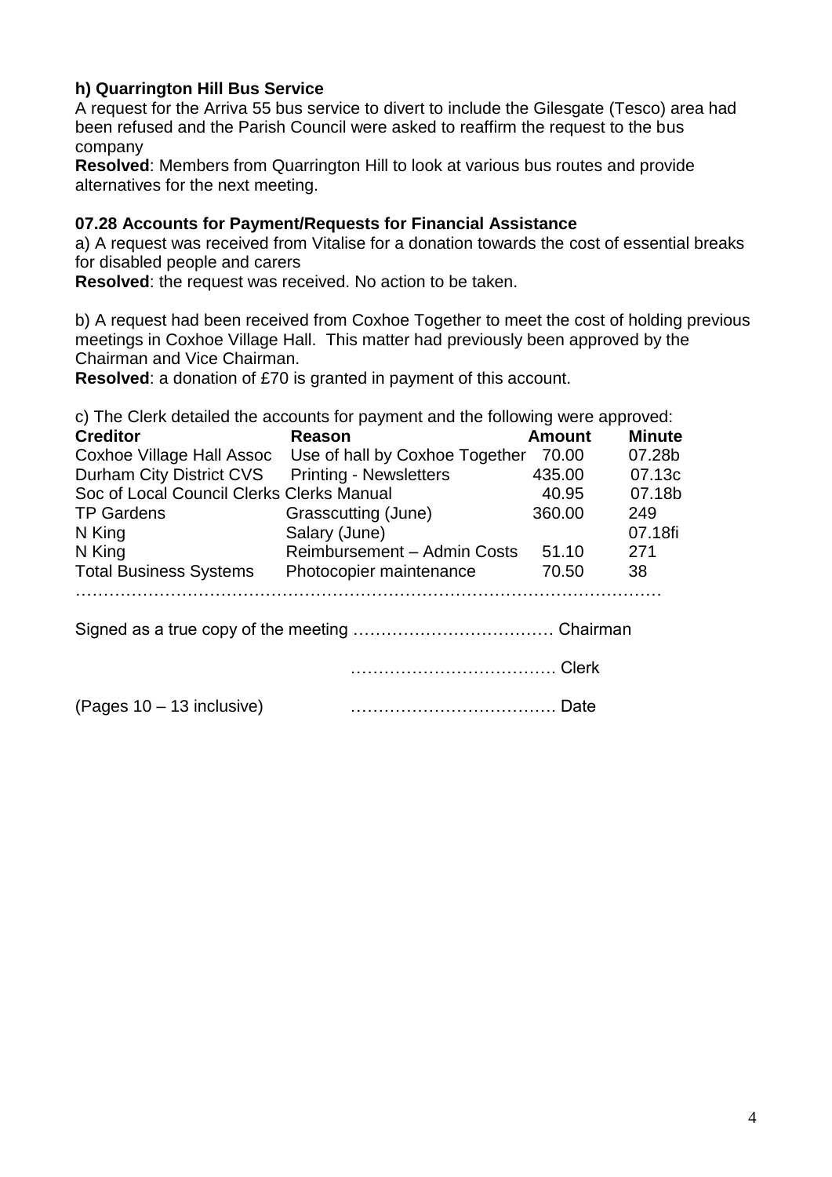**h) Quarrington Hill Bus Service**

A request for the Arriva 55 bus service to divert to include the Gilesgate (Tesco) area had been refused and the Parish Council were asked to reaffirm the request to the bus company

**Resolved**: Members from Quarrington Hill to look at various bus routes and provide alternatives for the next meeting.

### 07.28 Accounts for Payment/Requests for Financial Assistance

a) A request was received from Vitalise for a donation towards the cost of essential breaks for disabled people and carers

**Resolved**: the request was received. No action to be taken.

b) A request had been received from Coxhoe Together to meet the cost of holding previous meetings in Coxhoe Village Hall. This matter had previously been approved by the Chairman and Vice Chairman.

**Resolved**: a donation of £70 is granted in payment of this account.

c) The Clerk detailed the accounts for payment and the following were approved:

| **Creditor** | **Reason** | **Amount** | **Minute** |
|---|---|---|---|
| Coxhoe Village Hall Assoc | Use of hall by Coxhoe Together | 70.00 | 07.28b |
| Durham City District CVS | Printing - Newsletters | 435.00 | 07.13c |
| Soc of Local Council Clerks | Clerks Manual | 40.95 | 07.18b |
| TP Gardens | Grasscutting (June) | 360.00 | 249 |
| N King | Salary (June) | | 07.18fi |
| N King | Reimbursement – Admin Costs | 51.10 | 271 |
| Total Business Systems | Photocopier maintenance | 70.50 | 38 |

………………………………………………………………………………………………

Signed as a true copy of the meeting ……………………………… Chairman

………………………………. Clerk

(Pages 10 – 13 inclusive) ………………………………. Date